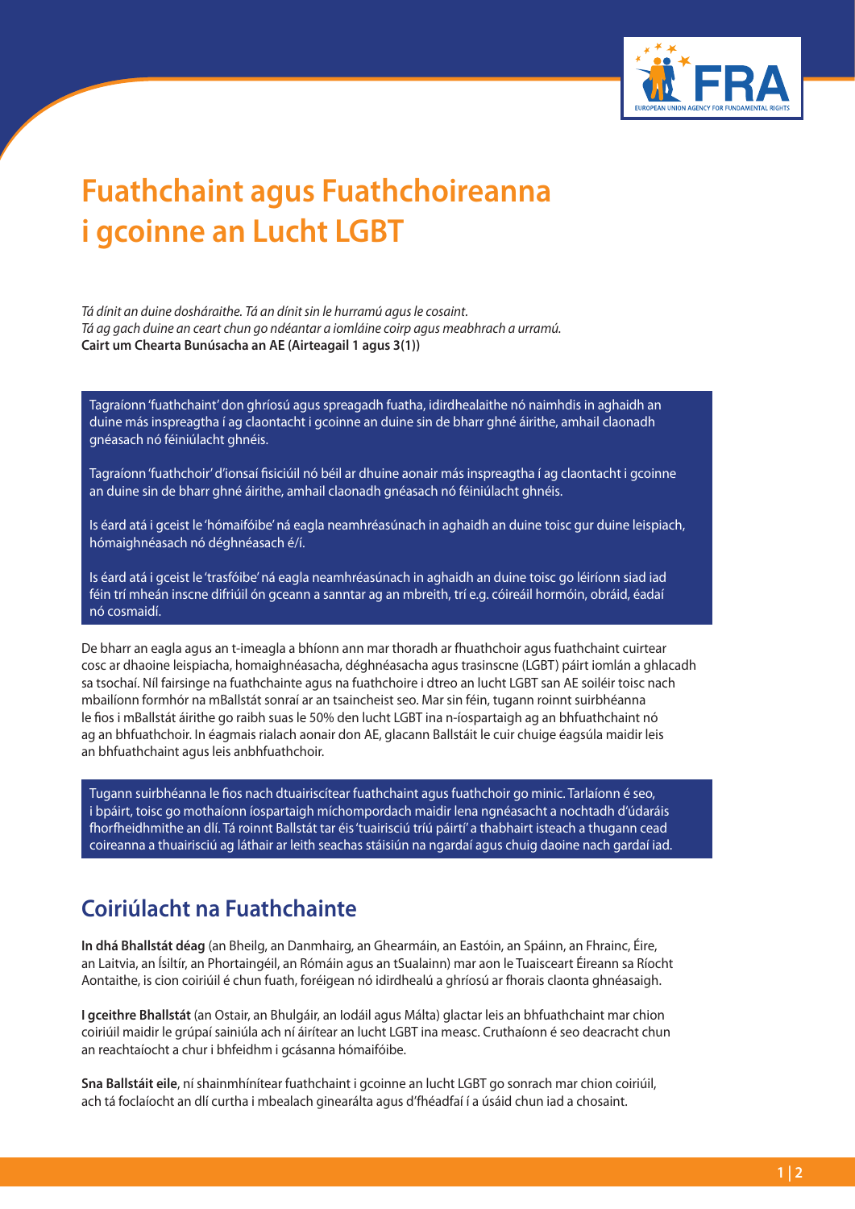# Fuathchaint agus Fuathchoireanna i gcoinne an Lucht LGBT

*Tá dínit an duine dosháraithe. Tá an dínit sin le hurramú agus le cosaint.*
*Tá ag gach duine an ceart chun go ndéantar a iomláine coirp agus meabhrach a urramú.*
**Cairt um Chearta Bunúsacha an AE (Airteagail 1 agus 3(1))**

Tagraíonn 'fuathchaint' don ghríosú agus spreagadh fuatha, idirdhealaithe nó naimhdis in aghaidh an duine más inspreagtha í ag claontacht i gcoinne an duine sin de bharr ghné áirithe, amhail claonadh gnéasach nó féiniúlacht ghnéis.

Tagraíonn 'fuathchoir' d'ionsaí fisiciúil nó béil ar dhuine aonair más inspreagtha í ag claontacht i gcoinne an duine sin de bharr ghné áirithe, amhail claonadh gnéasach nó féiniúlacht ghnéis.

Is éard atá i gceist le 'hómaifóibe' ná eagla neamhréasúnach in aghaidh an duine toisc gur duine leispiach, hómaighnéasach nó déghnéasach é/í.

Is éard atá i gceist le 'trasfóibe' ná eagla neamhréasúnach in aghaidh an duine toisc go léiríonn siad iad féin trí mheán inscne difriúil ón gceann a sanntar ag an mbreith, trí e.g. cóireáil hormóin, obráid, éadaí nó cosmaidí.

De bharr an eagla agus an t-imeagla a bhíonn ann mar thoradh ar fhuathchoir agus fuathchaint cuirtear cosc ar dhaoine leispiacha, homaighnéasacha, déghnéasacha agus trasinscne (LGBT) páirt iomlán a ghlacadh sa tsochaí. Níl fairsinge na fuathchainte agus na fuathchoire i dtreo an lucht LGBT san AE soiléir toisc nach mbailíonn formhór na mBallstát sonraí ar an tsaincheist seo. Mar sin féin, tugann roinnt suirbhéanna le fios i mBallstát áirithe go raibh suas le 50% den lucht LGBT ina n-íospartaigh ag an bhfuathchaint nó ag an bhfuathchoir. In éagmais rialach aonair don AE, glacann Ballstáit le cuir chuige éagsúla maidir leis an bhfuathchaint agus leis anbhfuathchoir.

Tugann suirbhéanna le fios nach dtuairiscítear fuathchaint agus fuathchoir go minic. Tarlaíonn é seo, i bpáirt, toisc go mothaíonn íospartaigh míchompordach maidir lena ngnéasacht a nochtadh d'údaráis fhorfheidhmithe an dlí. Tá roinnt Ballstát tar éis 'tuairisciú tríú páirtí' a thabhairt isteach a thugann cead coireanna a thuairisciú ag láthair ar leith seachas stáisiún na ngardaí agus chuig daoine nach gardaí iad.

## Coiriúlacht na Fuathchainte

**In dhá Bhallstát déag** (an Bheilg, an Danmhairg, an Ghearmáin, an Eastóin, an Spáinn, an Fhrainc, Éire, an Laitvia, an Ísiltír, an Phortaingéil, an Rómáin agus an tSualainn) mar aon le Tuaisceart Éireann sa Ríocht Aontaithe, is cion coiriúil é chun fuath, foréigean nó idirdhealú a ghríosú ar fhorais claonta ghnéasaigh.

**I gceithre Bhallstát** (an Ostair, an Bhulgáir, an Iodáil agus Málta) glactar leis an bhfuathchaint mar chion coiriúil maidir le grúpaí sainiúla ach ní áirítear an lucht LGBT ina measc. Cruthaíonn é seo deacracht chun an reachtaíocht a chur i bhfeidhm i gcásanna hómaifóibe.

**Sna Ballstáit eile**, ní shainmhínítear fuathchaint i gcoinne an lucht LGBT go sonrach mar chion coiriúil, ach tá foclaíocht an dlí curtha i mbealach ginearálta agus d'fhéadfaí í a úsáid chun iad a chosaint.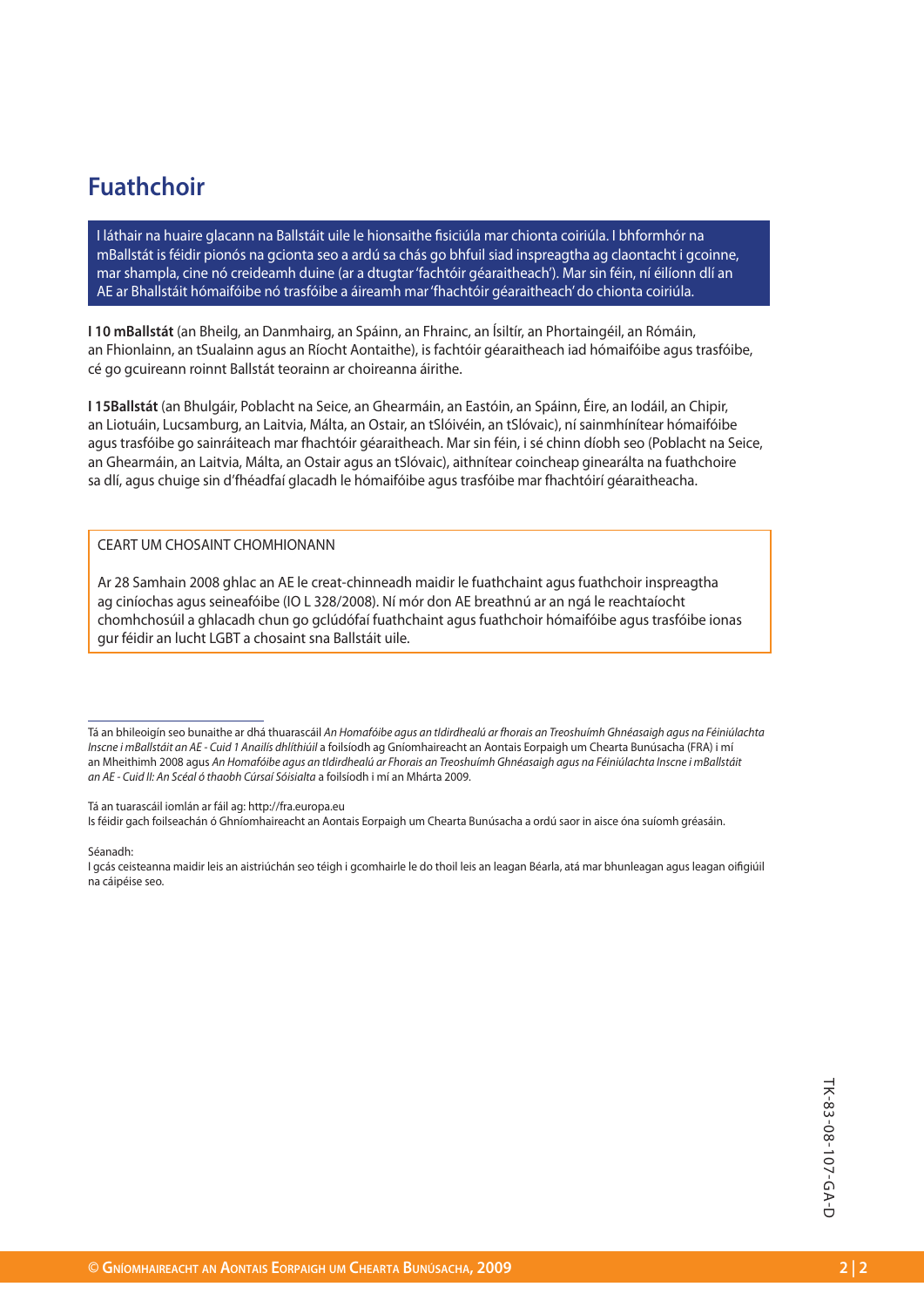## Fuathchoir

I láthair na huaire glacann na Ballstáit uile le hionsaithe fisiciúla mar chionta coiriúla. I bhformhór na mBallstát is féidir pionós na gcionta seo a ardú sa chás go bhfuil siad inspreagtha ag claontacht i gcoinne, mar shampla, cine nó creideamh duine (ar a dtugtar 'fachtóir géaraitheach'). Mar sin féin, ní éilíonn dlí an AE ar Bhallstáit hómaifóibe nó trasfóibe a áireamh mar 'fhachtóir géaraitheach' do chionta coiriúla.

**I 10 mBallstát** (an Bheilg, an Danmhairg, an Spáinn, an Fhrainc, an Ísiltír, an Phortaingéil, an Rómáin, an Fhionlainn, an tSualainn agus an Ríocht Aontaithe), is fachtóir géaraitheach iad hómaifóibe agus trasfóibe, cé go gcuireann roinnt Ballstát teorainn ar choireanna áirithe.

**I 15Ballstát** (an Bhulgáir, Poblacht na Seice, an Ghearmáin, an Eastóin, an Spáinn, Éire, an Iodáil, an Chipir, an Liotuáin, Lucsamburg, an Laitvia, Málta, an Ostair, an tSlóivéin, an tSlóvaic), ní sainmhínítear hómaifóibe agus trasfóibe go sainráiteach mar fhachtóir géaraitheach. Mar sin féin, i sé chinn díobh seo (Poblacht na Seice, an Ghearmáin, an Laitvia, Málta, an Ostair agus an tSlóvaic), aithnítear coincheap ginearálta na fuathchoire sa dlí, agus chuige sin d'fhéadfaí glacadh le hómaifóibe agus trasfóibe mar fhachtóirí géaraitheacha.

CEART UM CHOSAINT CHOMHIONANN

Ar 28 Samhain 2008 ghlac an AE le creat-chinneadh maidir le fuathchaint agus fuathchoir inspreagtha ag ciníochas agus seineafóibe (IO L 328/2008). Ní mór don AE breathnú ar an ngá le reachtaíocht chomhchosúil a ghlacadh chun go gclúdófaí fuathchaint agus fuathchoir hómaifóibe agus trasfóibe ionas gur féidir an lucht LGBT a chosaint sna Ballstáit uile.

---

Tá an bhileoigín seo bunaithe ar dhá thuarascáil *An Homafóibe agus an tIdirdhealú ar fhorais an Treoshuímh Ghnéasaigh agus na Féiniúlachta Inscne i mBallstáit an AE - Cuid 1 Anailís dhlíthiúil* a foilsíodh ag Gníomhaireacht an Aontais Eorpaigh um Chearta Bunúsacha (FRA) i mí an Mheithimh 2008 agus *An Homafóibe agus an tIdirdhealú ar Fhorais an Treoshuímh Ghnéasaigh agus na Féiniúlachta Inscne i mBallstáit an AE - Cuid II: An Scéal ó thaobh Cúrsaí Sóisialta* a foilsíodh i mí an Mhárta 2009.

Tá an tuarascáil iomlán ar fáil ag: http://fra.europa.eu
Is féidir gach foilseachán ó Ghníomhaireacht an Aontais Eorpaigh um Chearta Bunúsacha a ordú saor in aisce óna suíomh gréasáin.

Séanadh:
I gcás ceisteanna maidir leis an aistriúchán seo téigh i gcomhairle le do thoil leis an leagan Béarla, atá mar bhunleagan agus leagan oifigiúil na cáipéise seo.

TK-83-08-107-GA-D

© Gníomhaireacht an Aontais Eorpaigh um Chearta Bunúsacha, 2009